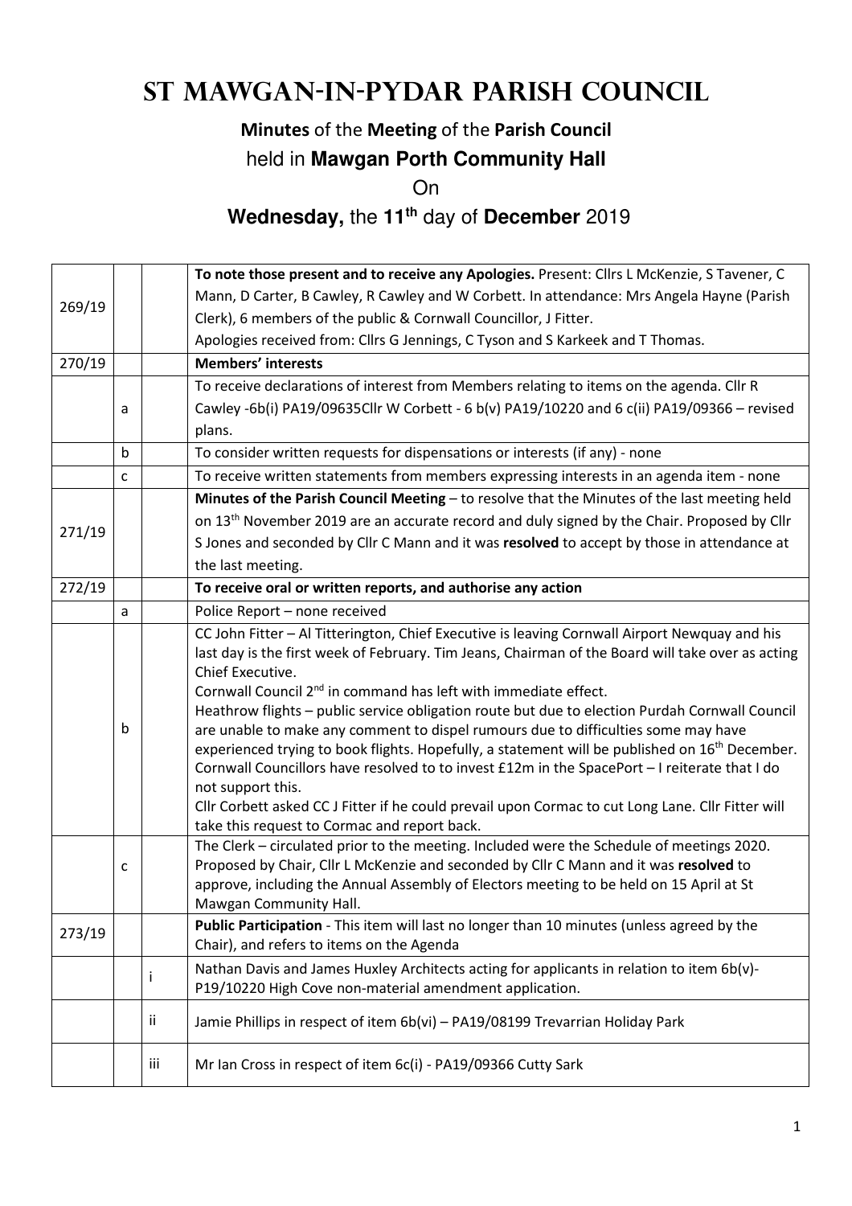# St Mawgan-in-Pydar Parish Council

**Minutes** of the **Meeting** of the **Parish Council**

held in **Mawgan Porth Community Hall**

On

**Wednesday,** the **11th** day of **December** 2019

| | | | |
|---|---|---|---|
| 269/19 | | | **To note those present and to receive any Apologies.** Present: Cllrs L McKenzie, S Tavener, C Mann, D Carter, B Cawley, R Cawley and W Corbett. In attendance: Mrs Angela Hayne (Parish Clerk), 6 members of the public & Cornwall Councillor, J Fitter.<br>Apologies received from: Cllrs G Jennings, C Tyson and S Karkeek and T Thomas. |
| 270/19 | | | **Members' interests** |
| | a | | To receive declarations of interest from Members relating to items on the agenda. Cllr R Cawley -6b(i) PA19/09635Cllr W Corbett - 6 b(v) PA19/10220 and 6 c(ii) PA19/09366 – revised plans. |
| | b | | To consider written requests for dispensations or interests (if any) - none |
| | c | | To receive written statements from members expressing interests in an agenda item - none |
| 271/19 | | | **Minutes of the Parish Council Meeting** – to resolve that the Minutes of the last meeting held on 13th November 2019 are an accurate record and duly signed by the Chair. Proposed by Cllr S Jones and seconded by Cllr C Mann and it was **resolved** to accept by those in attendance at the last meeting. |
| 272/19 | | | **To receive oral or written reports, and authorise any action** |
| | a | | Police Report – none received |
| | b | | CC John Fitter – Al Titterington, Chief Executive is leaving Cornwall Airport Newquay and his last day is the first week of February. Tim Jeans, Chairman of the Board will take over as acting Chief Executive.<br>Cornwall Council 2nd in command has left with immediate effect.<br>Heathrow flights – public service obligation route but due to election Purdah Cornwall Council are unable to make any comment to dispel rumours due to difficulties some may have experienced trying to book flights. Hopefully, a statement will be published on 16th December.<br>Cornwall Councillors have resolved to to invest £12m in the SpacePort – I reiterate that I do not support this.<br>Cllr Corbett asked CC J Fitter if he could prevail upon Cormac to cut Long Lane. Cllr Fitter will take this request to Cormac and report back. |
| | c | | The Clerk – circulated prior to the meeting. Included were the Schedule of meetings 2020. Proposed by Chair, Cllr L McKenzie and seconded by Cllr C Mann and it was **resolved** to approve, including the Annual Assembly of Electors meeting to be held on 15 April at St Mawgan Community Hall. |
| 273/19 | | | **Public Participation** - This item will last no longer than 10 minutes (unless agreed by the Chair), and refers to items on the Agenda |
| | | i | Nathan Davis and James Huxley Architects acting for applicants in relation to item 6b(v)- P19/10220 High Cove non-material amendment application. |
| | | ii | Jamie Phillips in respect of item 6b(vi) – PA19/08199 Trevarrian Holiday Park |
| | | iii | Mr Ian Cross in respect of item 6c(i) - PA19/09366 Cutty Sark |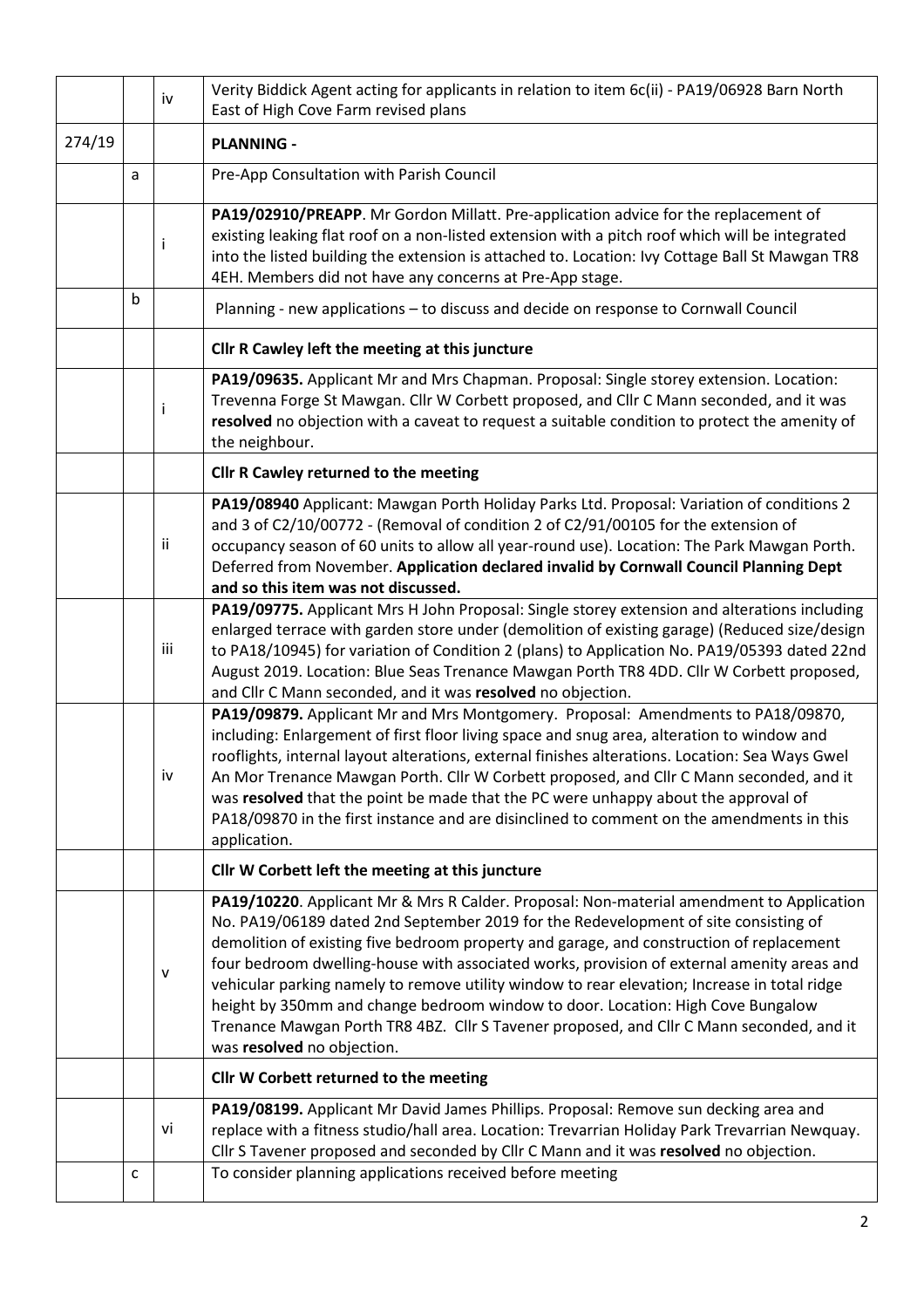| | | | |
|---|---|---|---|
| | | iv | Verity Biddick Agent acting for applicants in relation to item 6c(ii) - PA19/06928 Barn North East of High Cove Farm revised plans |
| 274/19 | | | **PLANNING -** |
| | a | | Pre-App Consultation with Parish Council |
| | | i | **PA19/02910/PREAPP**. Mr Gordon Millatt. Pre-application advice for the replacement of existing leaking flat roof on a non-listed extension with a pitch roof which will be integrated into the listed building the extension is attached to. Location: Ivy Cottage Ball St Mawgan TR8 4EH. Members did not have any concerns at Pre-App stage. |
| | b | | Planning - new applications – to discuss and decide on response to Cornwall Council |
| | | | **Cllr R Cawley left the meeting at this juncture** |
| | | i | **PA19/09635.** Applicant Mr and Mrs Chapman. Proposal: Single storey extension. Location: Trevenna Forge St Mawgan. Cllr W Corbett proposed, and Cllr C Mann seconded, and it was **resolved** no objection with a caveat to request a suitable condition to protect the amenity of the neighbour. |
| | | | **Cllr R Cawley returned to the meeting** |
| | | ii | **PA19/08940** Applicant: Mawgan Porth Holiday Parks Ltd. Proposal: Variation of conditions 2 and 3 of C2/10/00772 - (Removal of condition 2 of C2/91/00105 for the extension of occupancy season of 60 units to allow all year-round use). Location: The Park Mawgan Porth. Deferred from November. **Application declared invalid by Cornwall Council Planning Dept and so this item was not discussed.** |
| | | iii | **PA19/09775.** Applicant Mrs H John Proposal: Single storey extension and alterations including enlarged terrace with garden store under (demolition of existing garage) (Reduced size/design to PA18/10945) for variation of Condition 2 (plans) to Application No. PA19/05393 dated 22nd August 2019. Location: Blue Seas Trenance Mawgan Porth TR8 4DD. Cllr W Corbett proposed, and Cllr C Mann seconded, and it was **resolved** no objection. |
| | | iv | **PA19/09879.** Applicant Mr and Mrs Montgomery. Proposal: Amendments to PA18/09870, including: Enlargement of first floor living space and snug area, alteration to window and rooflights, internal layout alterations, external finishes alterations. Location: Sea Ways Gwel An Mor Trenance Mawgan Porth. Cllr W Corbett proposed, and Cllr C Mann seconded, and it was **resolved** that the point be made that the PC were unhappy about the approval of PA18/09870 in the first instance and are disinclined to comment on the amendments in this application. |
| | | | **Cllr W Corbett left the meeting at this juncture** |
| | | v | **PA19/10220**. Applicant Mr & Mrs R Calder. Proposal: Non-material amendment to Application No. PA19/06189 dated 2nd September 2019 for the Redevelopment of site consisting of demolition of existing five bedroom property and garage, and construction of replacement four bedroom dwelling-house with associated works, provision of external amenity areas and vehicular parking namely to remove utility window to rear elevation; Increase in total ridge height by 350mm and change bedroom window to door. Location: High Cove Bungalow Trenance Mawgan Porth TR8 4BZ. Cllr S Tavener proposed, and Cllr C Mann seconded, and it was **resolved** no objection. |
| | | | **Cllr W Corbett returned to the meeting** |
| | | vi | **PA19/08199.** Applicant Mr David James Phillips. Proposal: Remove sun decking area and replace with a fitness studio/hall area. Location: Trevarrian Holiday Park Trevarrian Newquay. Cllr S Tavener proposed and seconded by Cllr C Mann and it was **resolved** no objection. |
| | c | | To consider planning applications received before meeting |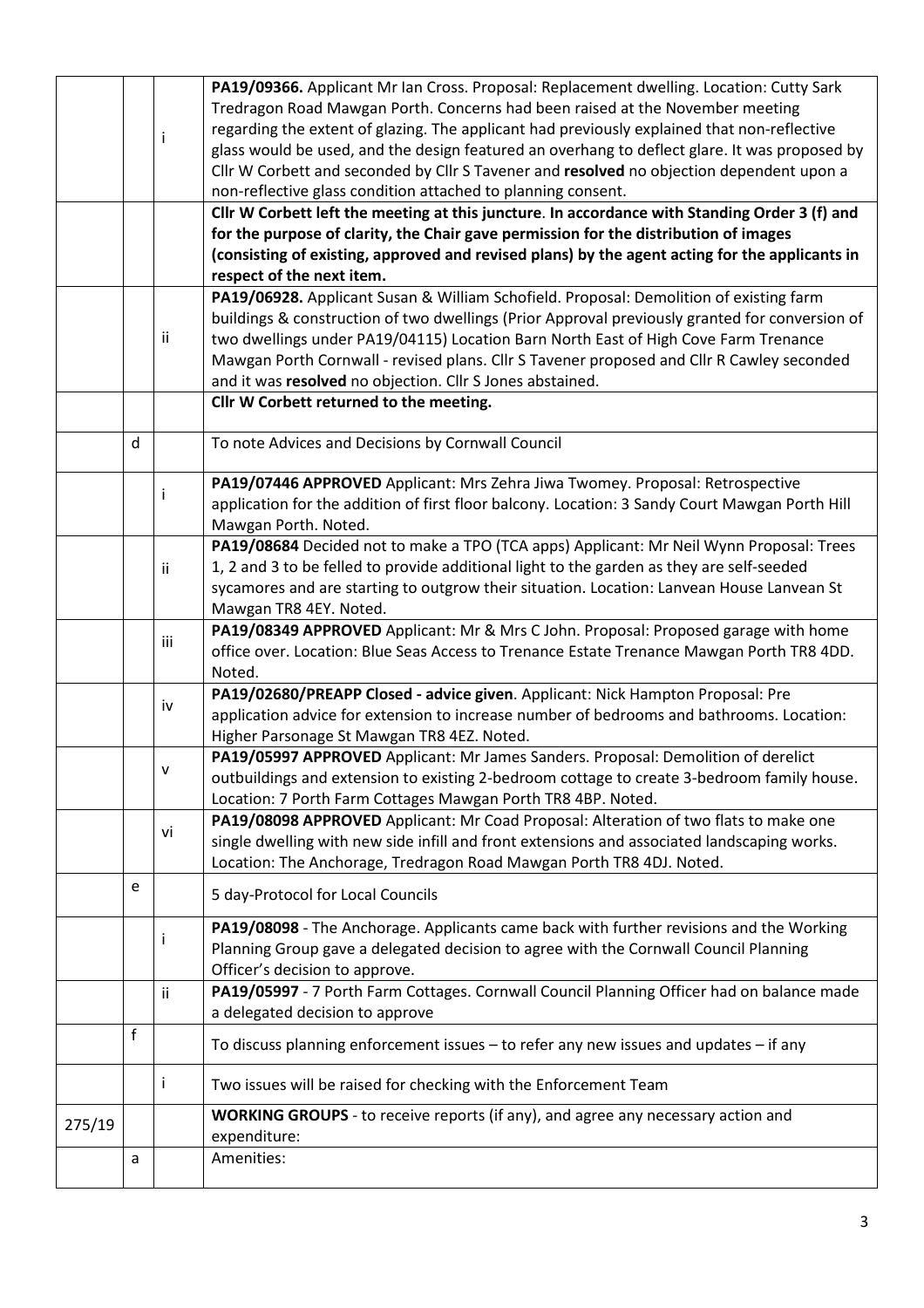| | | | |
|---|---|---|---|
| | | i | **PA19/09366.** Applicant Mr Ian Cross. Proposal: Replacement dwelling. Location: Cutty Sark Tredragon Road Mawgan Porth. Concerns had been raised at the November meeting regarding the extent of glazing. The applicant had previously explained that non-reflective glass would be used, and the design featured an overhang to deflect glare. It was proposed by Cllr W Corbett and seconded by Cllr S Tavener and **resolved** no objection dependent upon a non-reflective glass condition attached to planning consent. |
| | | | **Cllr W Corbett left the meeting at this juncture**. **In accordance with Standing Order 3 (f) and for the purpose of clarity, the Chair gave permission for the distribution of images (consisting of existing, approved and revised plans) by the agent acting for the applicants in respect of the next item.** |
| | | ii | **PA19/06928.** Applicant Susan & William Schofield. Proposal: Demolition of existing farm buildings & construction of two dwellings (Prior Approval previously granted for conversion of two dwellings under PA19/04115) Location Barn North East of High Cove Farm Trenance Mawgan Porth Cornwall - revised plans. Cllr S Tavener proposed and Cllr R Cawley seconded and it was **resolved** no objection. Cllr S Jones abstained. |
| | | | **Cllr W Corbett returned to the meeting.** |
| | d | | To note Advices and Decisions by Cornwall Council |
| | | i | **PA19/07446 APPROVED** Applicant: Mrs Zehra Jiwa Twomey. Proposal: Retrospective application for the addition of first floor balcony. Location: 3 Sandy Court Mawgan Porth Hill Mawgan Porth. Noted. |
| | | ii | **PA19/08684** Decided not to make a TPO (TCA apps) Applicant: Mr Neil Wynn Proposal: Trees 1, 2 and 3 to be felled to provide additional light to the garden as they are self-seeded sycamores and are starting to outgrow their situation. Location: Lanvean House Lanvean St Mawgan TR8 4EY. Noted. |
| | | iii | **PA19/08349 APPROVED** Applicant: Mr & Mrs C John. Proposal: Proposed garage with home office over. Location: Blue Seas Access to Trenance Estate Trenance Mawgan Porth TR8 4DD. Noted. |
| | | iv | **PA19/02680/PREAPP Closed - advice given**. Applicant: Nick Hampton Proposal: Pre application advice for extension to increase number of bedrooms and bathrooms. Location: Higher Parsonage St Mawgan TR8 4EZ. Noted. |
| | | v | **PA19/05997 APPROVED** Applicant: Mr James Sanders. Proposal: Demolition of derelict outbuildings and extension to existing 2-bedroom cottage to create 3-bedroom family house. Location: 7 Porth Farm Cottages Mawgan Porth TR8 4BP. Noted. |
| | | vi | **PA19/08098 APPROVED** Applicant: Mr Coad Proposal: Alteration of two flats to make one single dwelling with new side infill and front extensions and associated landscaping works. Location: The Anchorage, Tredragon Road Mawgan Porth TR8 4DJ. Noted. |
| | e | | 5 day-Protocol for Local Councils |
| | | i | **PA19/08098** - The Anchorage. Applicants came back with further revisions and the Working Planning Group gave a delegated decision to agree with the Cornwall Council Planning Officer's decision to approve. |
| | | ii | **PA19/05997** - 7 Porth Farm Cottages. Cornwall Council Planning Officer had on balance made a delegated decision to approve |
| | f | | To discuss planning enforcement issues – to refer any new issues and updates – if any |
| | | i | Two issues will be raised for checking with the Enforcement Team |
| 275/19 | | | **WORKING GROUPS** - to receive reports (if any), and agree any necessary action and expenditure: |
| | a | | Amenities: |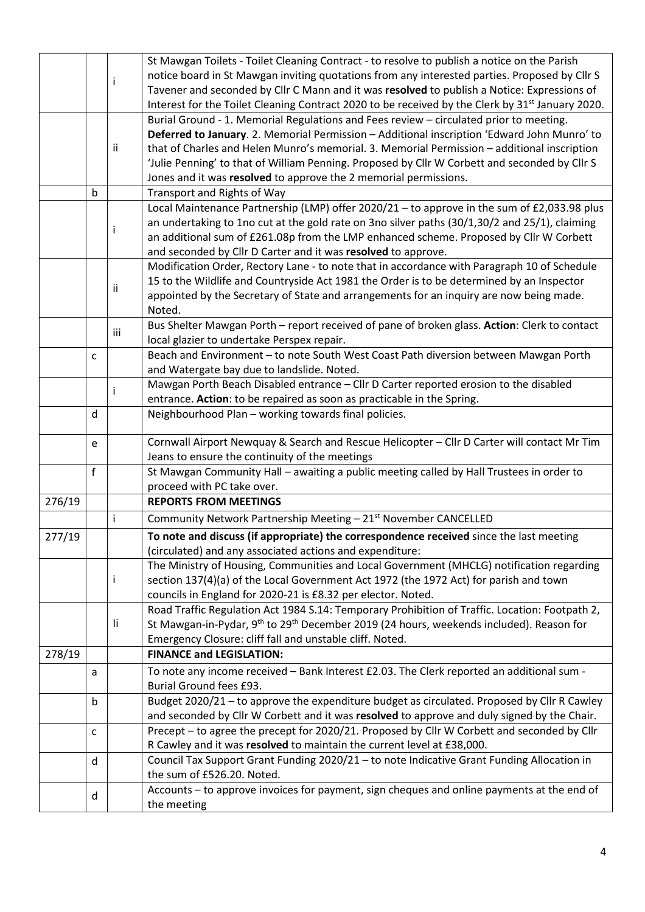| | | | |
|---|---|---|---|
| | | i | St Mawgan Toilets - Toilet Cleaning Contract - to resolve to publish a notice on the Parish notice board in St Mawgan inviting quotations from any interested parties. Proposed by Cllr S Tavener and seconded by Cllr C Mann and it was **resolved** to publish a Notice: Expressions of Interest for the Toilet Cleaning Contract 2020 to be received by the Clerk by 31st January 2020. |
| | | ii | Burial Ground - 1. Memorial Regulations and Fees review – circulated prior to meeting. **Deferred to January**. 2. Memorial Permission – Additional inscription 'Edward John Munro' to that of Charles and Helen Munro's memorial. 3. Memorial Permission – additional inscription 'Julie Penning' to that of William Penning. Proposed by Cllr W Corbett and seconded by Cllr S Jones and it was **resolved** to approve the 2 memorial permissions. |
| | b | | Transport and Rights of Way |
| | | i | Local Maintenance Partnership (LMP) offer 2020/21 – to approve in the sum of £2,033.98 plus an undertaking to 1no cut at the gold rate on 3no silver paths (30/1,30/2 and 25/1), claiming an additional sum of £261.08p from the LMP enhanced scheme. Proposed by Cllr W Corbett and seconded by Cllr D Carter and it was **resolved** to approve. |
| | | ii | Modification Order, Rectory Lane - to note that in accordance with Paragraph 10 of Schedule 15 to the Wildlife and Countryside Act 1981 the Order is to be determined by an Inspector appointed by the Secretary of State and arrangements for an inquiry are now being made. Noted. |
| | | iii | Bus Shelter Mawgan Porth – report received of pane of broken glass. **Action**: Clerk to contact local glazier to undertake Perspex repair. |
| | c | | Beach and Environment – to note South West Coast Path diversion between Mawgan Porth and Watergate bay due to landslide. Noted. |
| | | i | Mawgan Porth Beach Disabled entrance – Cllr D Carter reported erosion to the disabled entrance. **Action**: to be repaired as soon as practicable in the Spring. |
| | d | | Neighbourhood Plan – working towards final policies. |
| | e | | Cornwall Airport Newquay & Search and Rescue Helicopter – Cllr D Carter will contact Mr Tim Jeans to ensure the continuity of the meetings |
| | f | | St Mawgan Community Hall – awaiting a public meeting called by Hall Trustees in order to proceed with PC take over. |
| 276/19 | | | **REPORTS FROM MEETINGS** |
| | | i | Community Network Partnership Meeting – 21st November CANCELLED |
| 277/19 | | | **To note and discuss (if appropriate) the correspondence received** since the last meeting (circulated) and any associated actions and expenditure: |
| | | i | The Ministry of Housing, Communities and Local Government (MHCLG) notification regarding section 137(4)(a) of the Local Government Act 1972 (the 1972 Act) for parish and town councils in England for 2020-21 is £8.32 per elector. Noted. |
| | | Ii | Road Traffic Regulation Act 1984 S.14: Temporary Prohibition of Traffic. Location: Footpath 2, St Mawgan-in-Pydar, 9th to 29th December 2019 (24 hours, weekends included). Reason for Emergency Closure: cliff fall and unstable cliff. Noted. |
| 278/19 | | | **FINANCE and LEGISLATION:** |
| | a | | To note any income received – Bank Interest £2.03. The Clerk reported an additional sum - Burial Ground fees £93. |
| | b | | Budget 2020/21 – to approve the expenditure budget as circulated. Proposed by Cllr R Cawley and seconded by Cllr W Corbett and it was **resolved** to approve and duly signed by the Chair. |
| | c | | Precept – to agree the precept for 2020/21. Proposed by Cllr W Corbett and seconded by Cllr R Cawley and it was **resolved** to maintain the current level at £38,000. |
| | d | | Council Tax Support Grant Funding 2020/21 – to note Indicative Grant Funding Allocation in the sum of £526.20. Noted. |
| | d | | Accounts – to approve invoices for payment, sign cheques and online payments at the end of the meeting |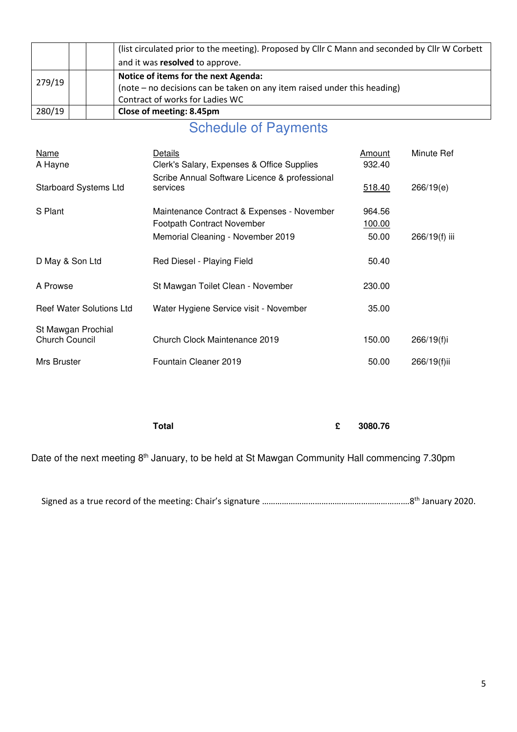| | | | |
|---|---|---|---|
| | | | (list circulated prior to the meeting). Proposed by Cllr C Mann and seconded by Cllr W Corbett and it was **resolved** to approve. |
| 279/19 | | | **Notice of items for the next Agenda:**<br>(note – no decisions can be taken on any item raised under this heading)<br>Contract of works for Ladies WC |
| 280/19 | | | **Close of meeting: 8.45pm** |

## Schedule of Payments

| Name | Details | Amount | Minute Ref |
|---|---|---|---|
| A Hayne | Clerk's Salary, Expenses & Office Supplies | 932.40 | |
| Starboard Systems Ltd | Scribe Annual Software Licence & professional services | 518.40 | 266/19(e) |
| S Plant | Maintenance Contract & Expenses - November | 964.56 | |
| | Footpath Contract November | 100.00 | |
| | Memorial Cleaning - November 2019 | 50.00 | 266/19(f) iii |
| D May & Son Ltd | Red Diesel - Playing Field | 50.40 | |
| A Prowse | St Mawgan Toilet Clean - November | 230.00 | |
| Reef Water Solutions Ltd | Water Hygiene Service visit - November | 35.00 | |
| St Mawgan Prochial Church Council | Church Clock Maintenance 2019 | 150.00 | 266/19(f)i |
| Mrs Bruster | Fountain Cleaner 2019 | 50.00 | 266/19(f)ii |
| | **Total** £ | **3080.76** | |

Date of the next meeting 8th January, to be held at St Mawgan Community Hall commencing 7.30pm

Signed as a true record of the meeting: Chair's signature …………………………………………………………8th January 2020.